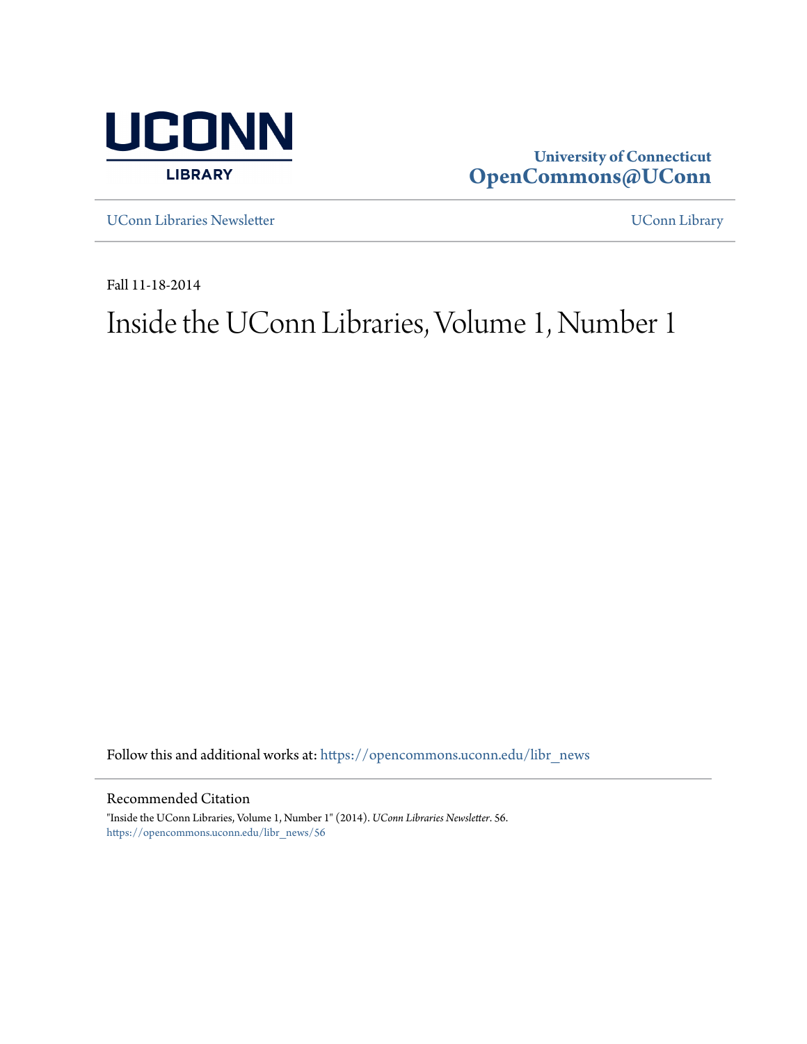UCONN LIBRARY

University of Connecticut
**OpenCommons@UConn**

UConn Libraries Newsletter | UConn Library

Fall 11-18-2014

# Inside the UConn Libraries, Volume 1, Number 1

Follow this and additional works at: https://opencommons.uconn.edu/libr_news

## Recommended Citation

"Inside the UConn Libraries, Volume 1, Number 1" (2014). *UConn Libraries Newsletter*. 56.
https://opencommons.uconn.edu/libr_news/56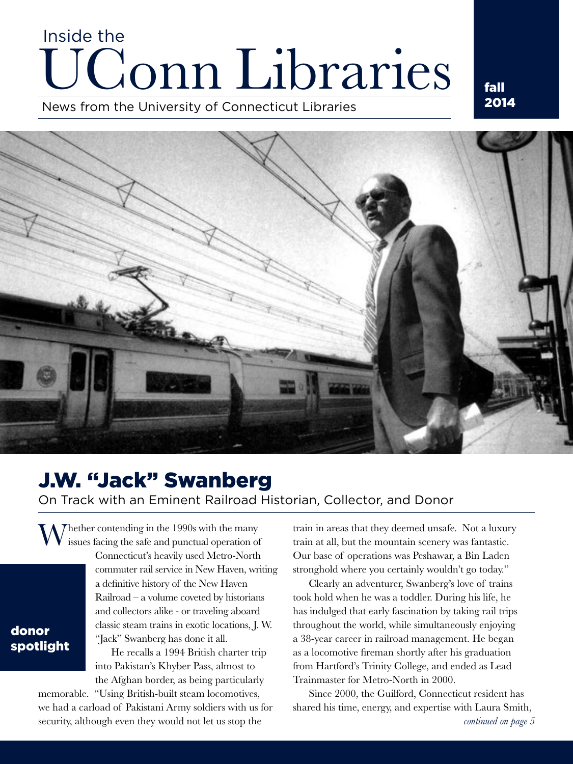# Inside the UConn Libraries

News from the University of Connecticut Libraries

**fall 2014**

## J.W. "Jack" Swanberg

On Track with an Eminent Railroad Historian, Collector, and Donor

**donor spotlight**

Whether contending in the 1990s with the many issues facing the safe and punctual operation of Connecticut's heavily used Metro-North commuter rail service in New Haven, writing a definitive history of the New Haven Railroad – a volume coveted by historians and collectors alike - or traveling aboard classic steam trains in exotic locations, J. W. "Jack" Swanberg has done it all.

He recalls a 1994 British charter trip into Pakistan's Khyber Pass, almost to the Afghan border, as being particularly memorable. "Using British-built steam locomotives, we had a carload of Pakistani Army soldiers with us for security, although even they would not let us stop the train in areas that they deemed unsafe. Not a luxury train at all, but the mountain scenery was fantastic. Our base of operations was Peshawar, a Bin Laden stronghold where you certainly wouldn't go today."

Clearly an adventurer, Swanberg's love of trains took hold when he was a toddler. During his life, he has indulged that early fascination by taking rail trips throughout the world, while simultaneously enjoying a 38-year career in railroad management. He began as a locomotive fireman shortly after his graduation from Hartford's Trinity College, and ended as Lead Trainmaster for Metro-North in 2000.

Since 2000, the Guilford, Connecticut resident has shared his time, energy, and expertise with Laura Smith,

*continued on page 5*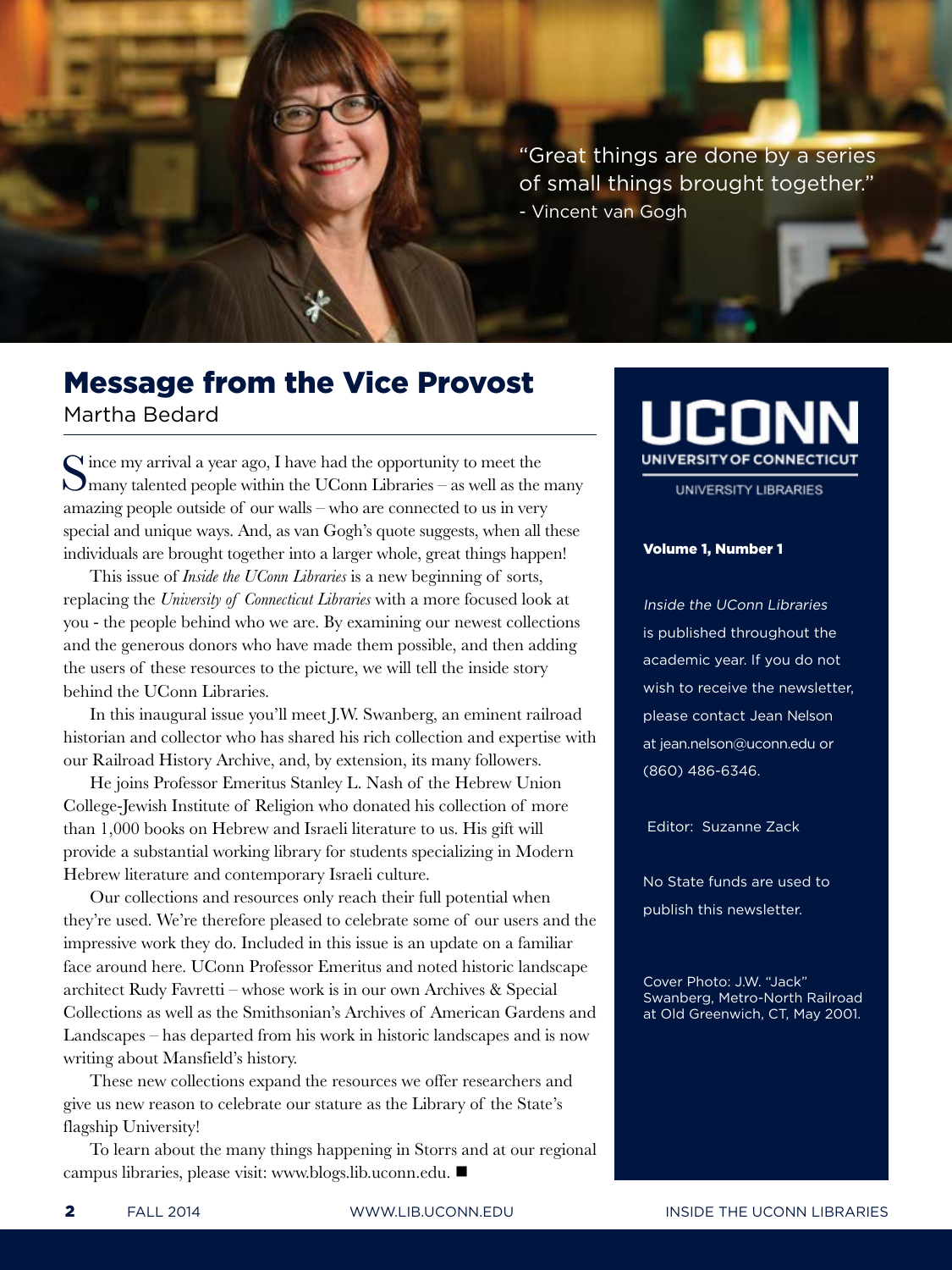"Great things are done by a series of small things brought together."
- Vincent van Gogh

## Message from the Vice Provost

Martha Bedard

Since my arrival a year ago, I have had the opportunity to meet the many talented people within the UConn Libraries – as well as the many amazing people outside of our walls – who are connected to us in very special and unique ways. And, as van Gogh's quote suggests, when all these individuals are brought together into a larger whole, great things happen!

This issue of *Inside the UConn Libraries* is a new beginning of sorts, replacing the *University of Connecticut Libraries* with a more focused look at you - the people behind who we are. By examining our newest collections and the generous donors who have made them possible, and then adding the users of these resources to the picture, we will tell the inside story behind the UConn Libraries.

In this inaugural issue you'll meet J.W. Swanberg, an eminent railroad historian and collector who has shared his rich collection and expertise with our Railroad History Archive, and, by extension, its many followers.

He joins Professor Emeritus Stanley L. Nash of the Hebrew Union College-Jewish Institute of Religion who donated his collection of more than 1,000 books on Hebrew and Israeli literature to us. His gift will provide a substantial working library for students specializing in Modern Hebrew literature and contemporary Israeli culture.

Our collections and resources only reach their full potential when they're used. We're therefore pleased to celebrate some of our users and the impressive work they do. Included in this issue is an update on a familiar face around here. UConn Professor Emeritus and noted historic landscape architect Rudy Favretti – whose work is in our own Archives & Special Collections as well as the Smithsonian's Archives of American Gardens and Landscapes – has departed from his work in historic landscapes and is now writing about Mansfield's history.

These new collections expand the resources we offer researchers and give us new reason to celebrate our stature as the Library of the State's flagship University!

To learn about the many things happening in Storrs and at our regional campus libraries, please visit: www.blogs.lib.uconn.edu. ■

---

**UCONN**
**UNIVERSITY OF CONNECTICUT**
UNIVERSITY LIBRARIES

**Volume 1, Number 1**

*Inside the UConn Libraries* is published throughout the academic year. If you do not wish to receive the newsletter, please contact Jean Nelson at jean.nelson@uconn.edu or (860) 486-6346.

Editor: Suzanne Zack

No State funds are used to publish this newsletter.

Cover Photo: J.W. "Jack" Swanberg, Metro-North Railroad at Old Greenwich, CT, May 2001.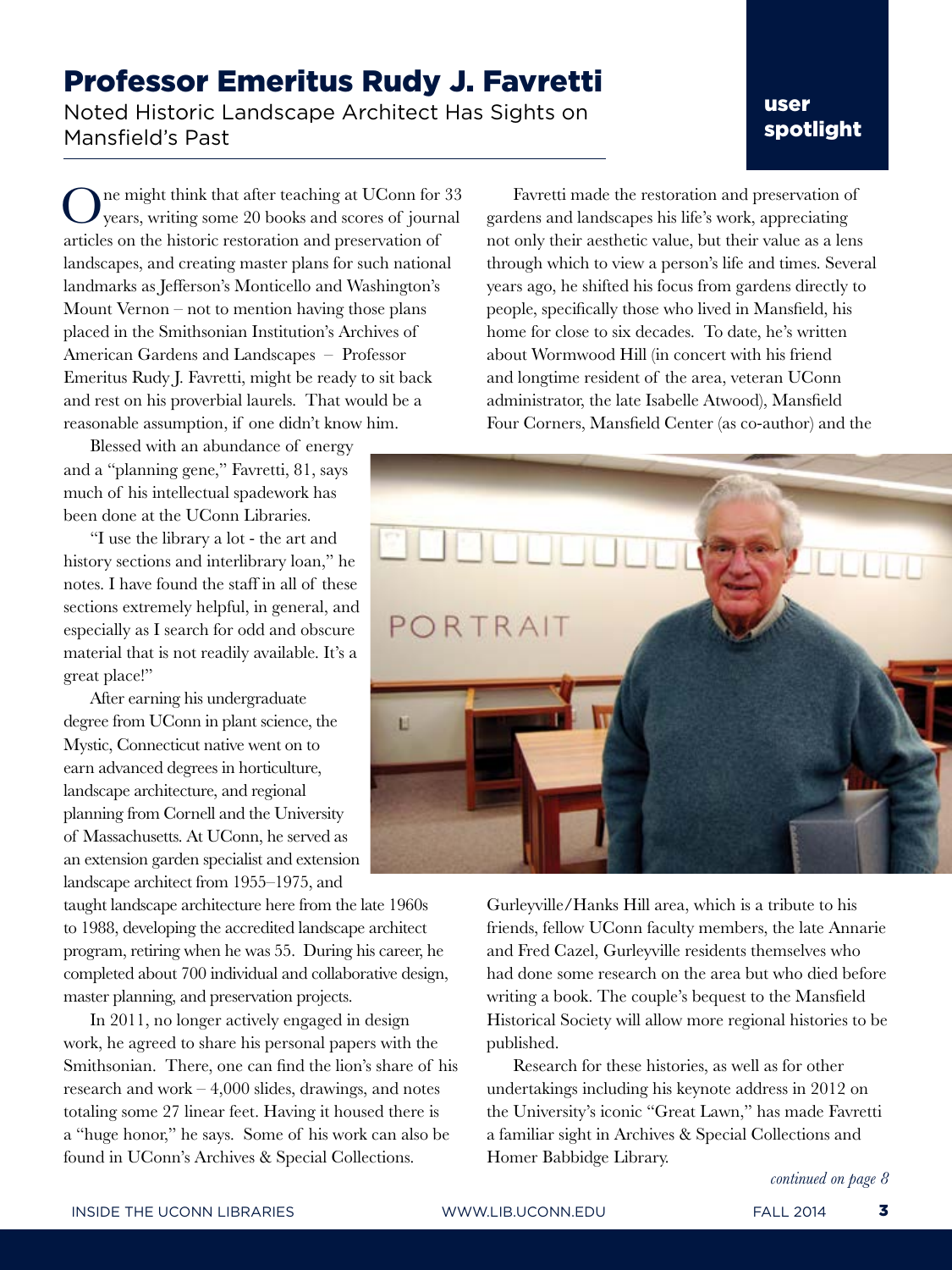user spotlight

# Professor Emeritus Rudy J. Favretti

Noted Historic Landscape Architect Has Sights on Mansfield's Past

One might think that after teaching at UConn for 33 years, writing some 20 books and scores of journal articles on the historic restoration and preservation of landscapes, and creating master plans for such national landmarks as Jefferson's Monticello and Washington's Mount Vernon – not to mention having those plans placed in the Smithsonian Institution's Archives of American Gardens and Landscapes – Professor Emeritus Rudy J. Favretti, might be ready to sit back and rest on his proverbial laurels. That would be a reasonable assumption, if one didn't know him.

Blessed with an abundance of energy and a "planning gene," Favretti, 81, says much of his intellectual spadework has been done at the UConn Libraries.

"I use the library a lot - the art and history sections and interlibrary loan," he notes. I have found the staff in all of these sections extremely helpful, in general, and especially as I search for odd and obscure material that is not readily available. It's a great place!"

After earning his undergraduate degree from UConn in plant science, the Mystic, Connecticut native went on to earn advanced degrees in horticulture, landscape architecture, and regional planning from Cornell and the University of Massachusetts. At UConn, he served as an extension garden specialist and extension landscape architect from 1955–1975, and taught landscape architecture here from the late 1960s to 1988, developing the accredited landscape architect program, retiring when he was 55. During his career, he completed about 700 individual and collaborative design, master planning, and preservation projects.

In 2011, no longer actively engaged in design work, he agreed to share his personal papers with the Smithsonian. There, one can find the lion's share of his research and work – 4,000 slides, drawings, and notes totaling some 27 linear feet. Having it housed there is a "huge honor," he says. Some of his work can also be found in UConn's Archives & Special Collections.

Favretti made the restoration and preservation of gardens and landscapes his life's work, appreciating not only their aesthetic value, but their value as a lens through which to view a person's life and times. Several years ago, he shifted his focus from gardens directly to people, specifically those who lived in Mansfield, his home for close to six decades. To date, he's written about Wormwood Hill (in concert with his friend and longtime resident of the area, veteran UConn administrator, the late Isabelle Atwood), Mansfield Four Corners, Mansfield Center (as co-author) and the Gurleyville/Hanks Hill area, which is a tribute to his friends, fellow UConn faculty members, the late Annarie and Fred Cazel, Gurleyville residents themselves who had done some research on the area but who died before writing a book. The couple's bequest to the Mansfield Historical Society will allow more regional histories to be published.

Research for these histories, as well as for other undertakings including his keynote address in 2012 on the University's iconic "Great Lawn," has made Favretti a familiar sight in Archives & Special Collections and Homer Babbidge Library.

*continued on page 8*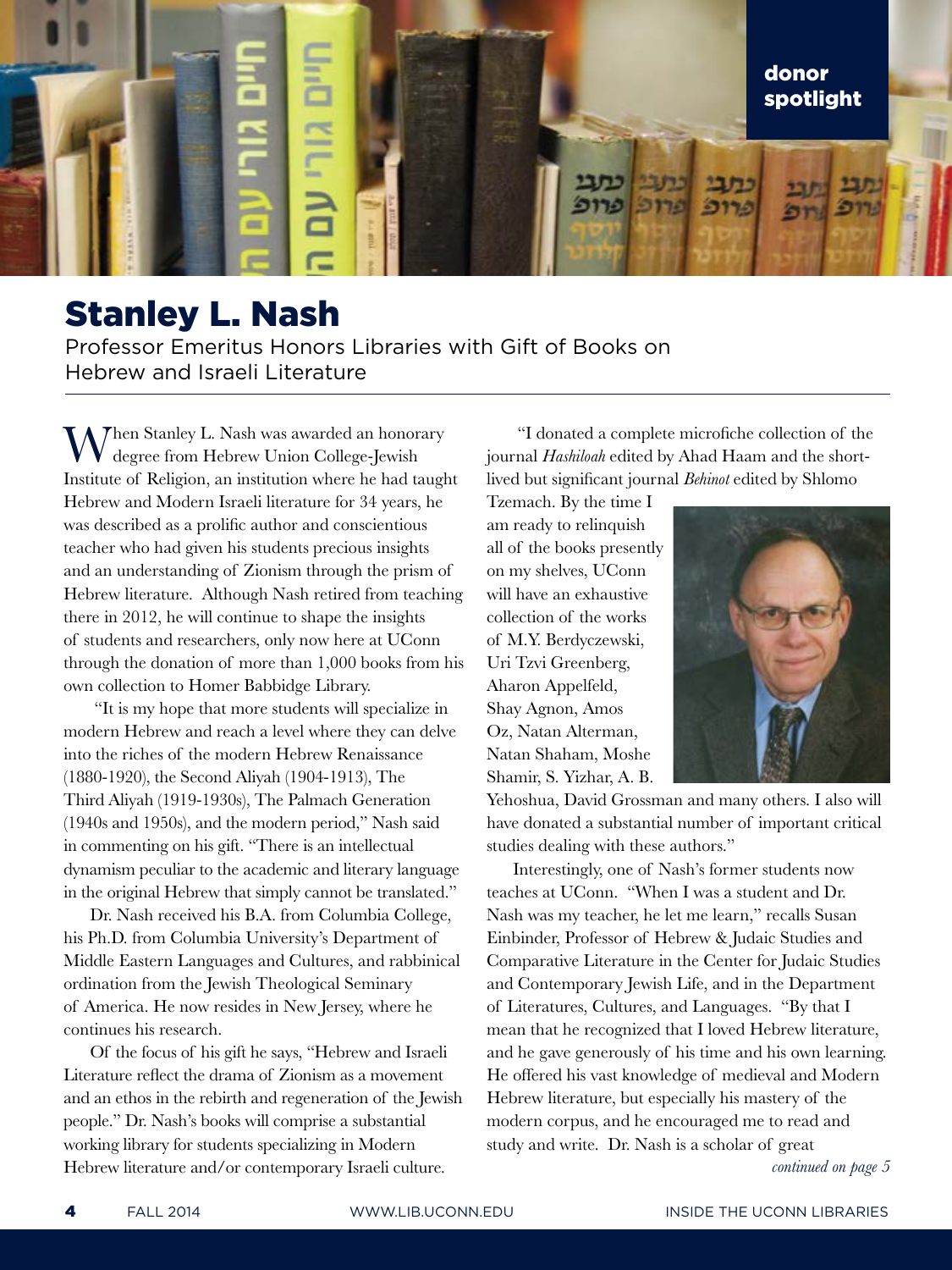donor spotlight

# Stanley L. Nash

## Professor Emeritus Honors Libraries with Gift of Books on Hebrew and Israeli Literature

When Stanley L. Nash was awarded an honorary degree from Hebrew Union College-Jewish Institute of Religion, an institution where he had taught Hebrew and Modern Israeli literature for 34 years, he was described as a prolific author and conscientious teacher who had given his students precious insights and an understanding of Zionism through the prism of Hebrew literature. Although Nash retired from teaching there in 2012, he will continue to shape the insights of students and researchers, only now here at UConn through the donation of more than 1,000 books from his own collection to Homer Babbidge Library.

"It is my hope that more students will specialize in modern Hebrew and reach a level where they can delve into the riches of the modern Hebrew Renaissance (1880-1920), the Second Aliyah (1904-1913), The Third Aliyah (1919-1930s), The Palmach Generation (1940s and 1950s), and the modern period," Nash said in commenting on his gift. "There is an intellectual dynamism peculiar to the academic and literary language in the original Hebrew that simply cannot be translated."

Dr. Nash received his B.A. from Columbia College, his Ph.D. from Columbia University's Department of Middle Eastern Languages and Cultures, and rabbinical ordination from the Jewish Theological Seminary of America. He now resides in New Jersey, where he continues his research.

Of the focus of his gift he says, "Hebrew and Israeli Literature reflect the drama of Zionism as a movement and an ethos in the rebirth and regeneration of the Jewish people." Dr. Nash's books will comprise a substantial working library for students specializing in Modern Hebrew literature and/or contemporary Israeli culture.

"I donated a complete microfiche collection of the journal *Hashiloah* edited by Ahad Haam and the short-lived but significant journal *Behinot* edited by Shlomo Tzemach. By the time I am ready to relinquish all of the books presently on my shelves, UConn will have an exhaustive collection of the works of M.Y. Berdyczewski, Uri Tzvi Greenberg, Aharon Appelfeld, Shay Agnon, Amos Oz, Natan Alterman, Natan Shaham, Moshe Shamir, S. Yizhar, A. B. Yehoshua, David Grossman and many others. I also will have donated a substantial number of important critical studies dealing with these authors."

Interestingly, one of Nash's former students now teaches at UConn. "When I was a student and Dr. Nash was my teacher, he let me learn," recalls Susan Einbinder, Professor of Hebrew & Judaic Studies and Comparative Literature in the Center for Judaic Studies and Contemporary Jewish Life, and in the Department of Literatures, Cultures, and Languages. "By that I mean that he recognized that I loved Hebrew literature, and he gave generously of his time and his own learning. He offered his vast knowledge of medieval and Modern Hebrew literature, but especially his mastery of the modern corpus, and he encouraged me to read and study and write. Dr. Nash is a scholar of great

*continued on page 5*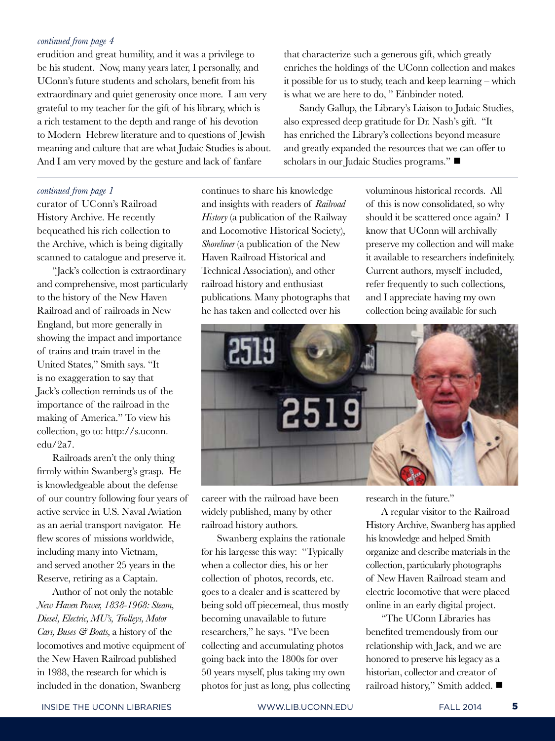*continued from page 4*

erudition and great humility, and it was a privilege to be his student. Now, many years later, I personally, and UConn's future students and scholars, benefit from his extraordinary and quiet generosity once more. I am very grateful to my teacher for the gift of his library, which is a rich testament to the depth and range of his devotion to Modern Hebrew literature and to questions of Jewish meaning and culture that are what Judaic Studies is about. And I am very moved by the gesture and lack of fanfare that characterize such a generous gift, which greatly enriches the holdings of the UConn collection and makes it possible for us to study, teach and keep learning – which is what we are here to do, " Einbinder noted.

Sandy Gallup, the Library's Liaison to Judaic Studies, also expressed deep gratitude for Dr. Nash's gift. "It has enriched the Library's collections beyond measure and greatly expanded the resources that we can offer to scholars in our Judaic Studies programs." ■

---

*continued from page 1*

curator of UConn's Railroad History Archive. He recently bequeathed his rich collection to the Archive, which is being digitally scanned to catalogue and preserve it.

"Jack's collection is extraordinary and comprehensive, most particularly to the history of the New Haven Railroad and of railroads in New England, but more generally in showing the impact and importance of trains and train travel in the United States," Smith says. "It is no exaggeration to say that Jack's collection reminds us of the importance of the railroad in the making of America." To view his collection, go to: http://s.uconn.edu/2a7.

Railroads aren't the only thing firmly within Swanberg's grasp. He is knowledgeable about the defense of our country following four years of active service in U.S. Naval Aviation as an aerial transport navigator. He flew scores of missions worldwide, including many into Vietnam, and served another 25 years in the Reserve, retiring as a Captain.

Author of not only the notable *New Haven Power, 1838-1968: Steam, Diesel, Electric, MU's, Trolleys, Motor Cars, Buses & Boats,* a history of the locomotives and motive equipment of the New Haven Railroad published in 1988, the research for which is included in the donation, Swanberg continues to share his knowledge and insights with readers of *Railroad History* (a publication of the Railway and Locomotive Historical Society), *Shoreliner* (a publication of the New Haven Railroad Historical and Technical Association), and other railroad history and enthusiast publications. Many photographs that he has taken and collected over his career with the railroad have been widely published, many by other railroad history authors.

Swanberg explains the rationale for his largesse this way: "Typically when a collector dies, his or her collection of photos, records, etc. goes to a dealer and is scattered by being sold off piecemeal, thus mostly becoming unavailable to future researchers," he says. "I've been collecting and accumulating photos going back into the 1800s for over 50 years myself, plus taking my own photos for just as long, plus collecting voluminous historical records. All of this is now consolidated, so why should it be scattered once again? I know that UConn will archivally preserve my collection and will make it available to researchers indefinitely. Current authors, myself included, refer frequently to such collections, and I appreciate having my own collection being available for such research in the future."

A regular visitor to the Railroad History Archive, Swanberg has applied his knowledge and helped Smith organize and describe materials in the collection, particularly photographs of New Haven Railroad steam and electric locomotive that were placed online in an early digital project.

"The UConn Libraries has benefited tremendously from our relationship with Jack, and we are honored to preserve his legacy as a historian, collector and creator of railroad history," Smith added. ■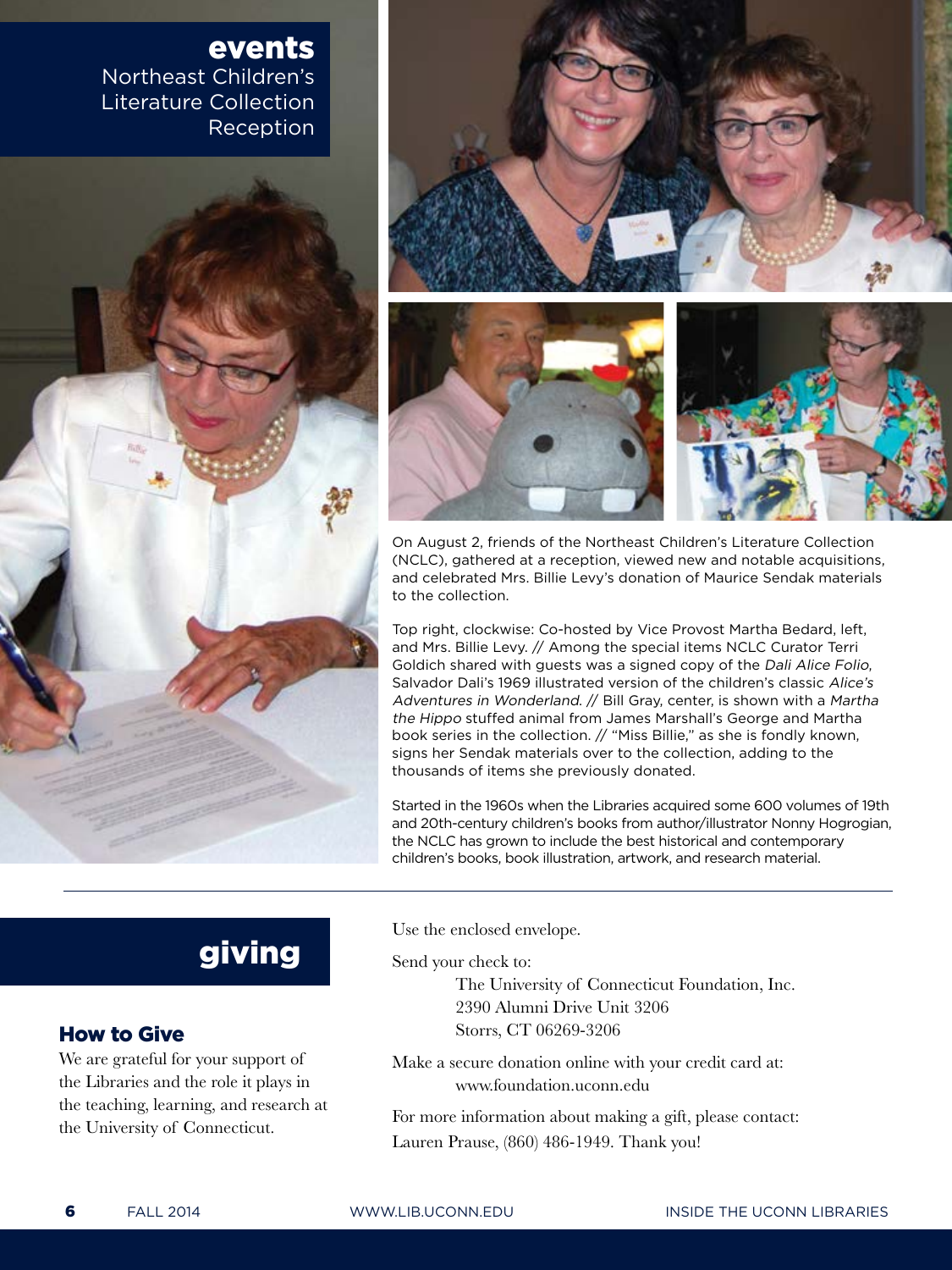# events

## Northeast Children's Literature Collection Reception

On August 2, friends of the Northeast Children's Literature Collection (NCLC), gathered at a reception, viewed new and notable acquisitions, and celebrated Mrs. Billie Levy's donation of Maurice Sendak materials to the collection.

Top right, clockwise: Co-hosted by Vice Provost Martha Bedard, left, and Mrs. Billie Levy. // Among the special items NCLC Curator Terri Goldich shared with guests was a signed copy of the *Dali Alice Folio*, Salvador Dali's 1969 illustrated version of the children's classic *Alice's Adventures in Wonderland*. // Bill Gray, center, is shown with a *Martha the Hippo* stuffed animal from James Marshall's George and Martha book series in the collection. // "Miss Billie," as she is fondly known, signs her Sendak materials over to the collection, adding to the thousands of items she previously donated.

Started in the 1960s when the Libraries acquired some 600 volumes of 19th and 20th-century children's books from author/illustrator Nonny Hogrogian, the NCLC has grown to include the best historical and contemporary children's books, book illustration, artwork, and research material.

# giving

### How to Give

We are grateful for your support of the Libraries and the role it plays in the teaching, learning, and research at the University of Connecticut.

Use the enclosed envelope.

Send your check to:

The University of Connecticut Foundation, Inc.
2390 Alumni Drive Unit 3206
Storrs, CT 06269-3206

Make a secure donation online with your credit card at:
www.foundation.uconn.edu

For more information about making a gift, please contact:
Lauren Prause, (860) 486-1949. Thank you!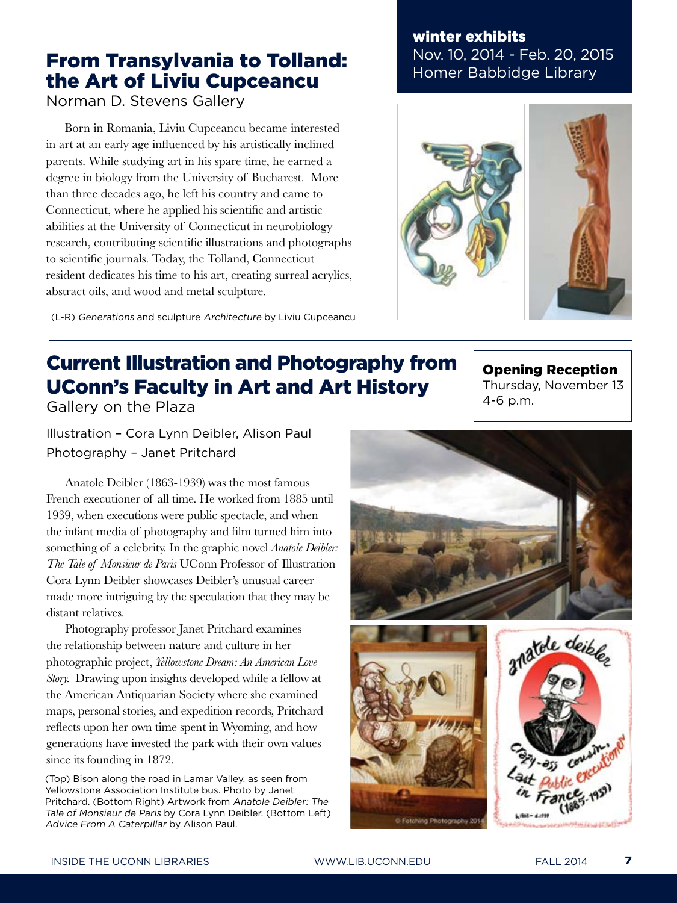**winter exhibits**
Nov. 10, 2014 - Feb. 20, 2015
Homer Babbidge Library

## From Transylvania to Tolland: the Art of Liviu Cupceancu

Norman D. Stevens Gallery

Born in Romania, Liviu Cupceancu became interested in art at an early age influenced by his artistically inclined parents. While studying art in his spare time, he earned a degree in biology from the University of Bucharest. More than three decades ago, he left his country and came to Connecticut, where he applied his scientific and artistic abilities at the University of Connecticut in neurobiology research, contributing scientific illustrations and photographs to scientific journals. Today, the Tolland, Connecticut resident dedicates his time to his art, creating surreal acrylics, abstract oils, and wood and metal sculpture.

(L-R) *Generations* and sculpture *Architecture* by Liviu Cupceancu

## Current Illustration and Photography from UConn's Faculty in Art and Art History

Gallery on the Plaza

**Opening Reception**
Thursday, November 13
4-6 p.m.

Illustration – Cora Lynn Deibler, Alison Paul
Photography – Janet Pritchard

Anatole Deibler (1863-1939) was the most famous French executioner of all time. He worked from 1885 until 1939, when executions were public spectacle, and when the infant media of photography and film turned him into something of a celebrity. In the graphic novel *Anatole Deibler: The Tale of Monsieur de Paris* UConn Professor of Illustration Cora Lynn Deibler showcases Deibler's unusual career made more intriguing by the speculation that they may be distant relatives.

Photography professor Janet Pritchard examines the relationship between nature and culture in her photographic project, *Yellowstone Dream: An American Love Story.* Drawing upon insights developed while a fellow at the American Antiquarian Society where she examined maps, personal stories, and expedition records, Pritchard reflects upon her own time spent in Wyoming, and how generations have invested the park with their own values since its founding in 1872.

(Top) Bison along the road in Lamar Valley, as seen from Yellowstone Association Institute bus. Photo by Janet Pritchard. (Bottom Right) Artwork from *Anatole Deibler: The Tale of Monsieur de Paris* by Cora Lynn Deibler. (Bottom Left) *Advice From A Caterpillar* by Alison Paul.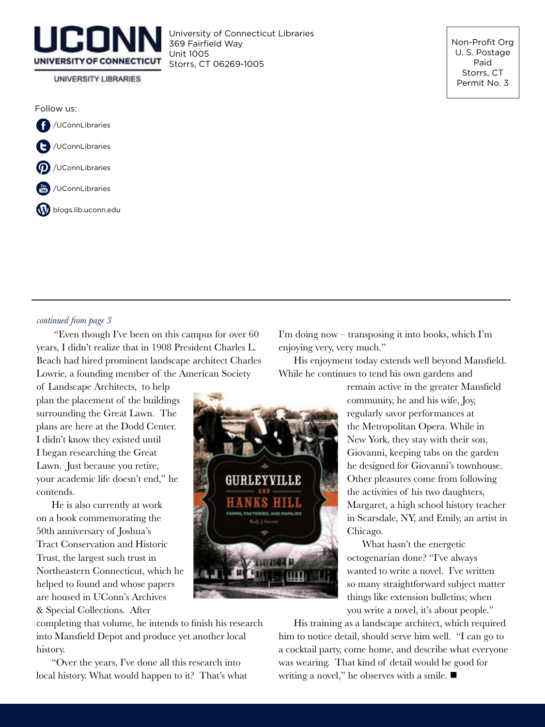University of Connecticut Libraries
369 Fairfield Way
Unit 1005
Storrs, CT 06269-1005

UNIVERSITY LIBRARIES

Non-Profit Org
U. S. Postage
Paid
Storrs, CT
Permit No. 3

Follow us:

/UConnLibraries

/UConnLibraries

/UConnLibraries

/UConnLibraries

blogs.lib.uconn.edu

---

*continued from page 3*

"Even though I've been on this campus for over 60 years, I didn't realize that in 1908 President Charles L. Beach had hired prominent landscape architect Charles Lowrie, a founding member of the American Society of Landscape Architects, to help plan the placement of the buildings surrounding the Great Lawn. The plans are here at the Dodd Center. I didn't know they existed until I began researching the Great Lawn. Just because you retire, your academic life doesn't end," he contends.

He is also currently at work on a book commemorating the 50th anniversary of Joshua's Tract Conservation and Historic Trust, the largest such trust in Northeastern Connecticut, which he helped to found and whose papers are housed in UConn's Archives & Special Collections. After completing that volume, he intends to finish his research into Mansfield Depot and produce yet another local history.

"Over the years, I've done all this research into local history. What would happen to it? That's what I'm doing now – transposing it into books, which I'm enjoying very, very much."

His enjoyment today extends well beyond Mansfield. While he continues to tend his own gardens and remain active in the greater Mansfield community, he and his wife, Joy, regularly savor performances at the Metropolitan Opera. While in New York, they stay with their son, Giovanni, keeping tabs on the garden he designed for Giovanni's townhouse. Other pleasures come from following the activities of his two daughters, Margaret, a high school history teacher in Scarsdale, NY, and Emily, an artist in Chicago.

What hasn't the energetic octogenarian done? "I've always wanted to write a novel. I've written so many straightforward subject matter things like extension bulletins; when you write a novel, it's about people."

His training as a landscape architect, which required him to notice detail, should serve him well. "I can go to a cocktail party, come home, and describe what everyone was wearing. That kind of detail would be good for writing a novel," he observes with a smile. ■